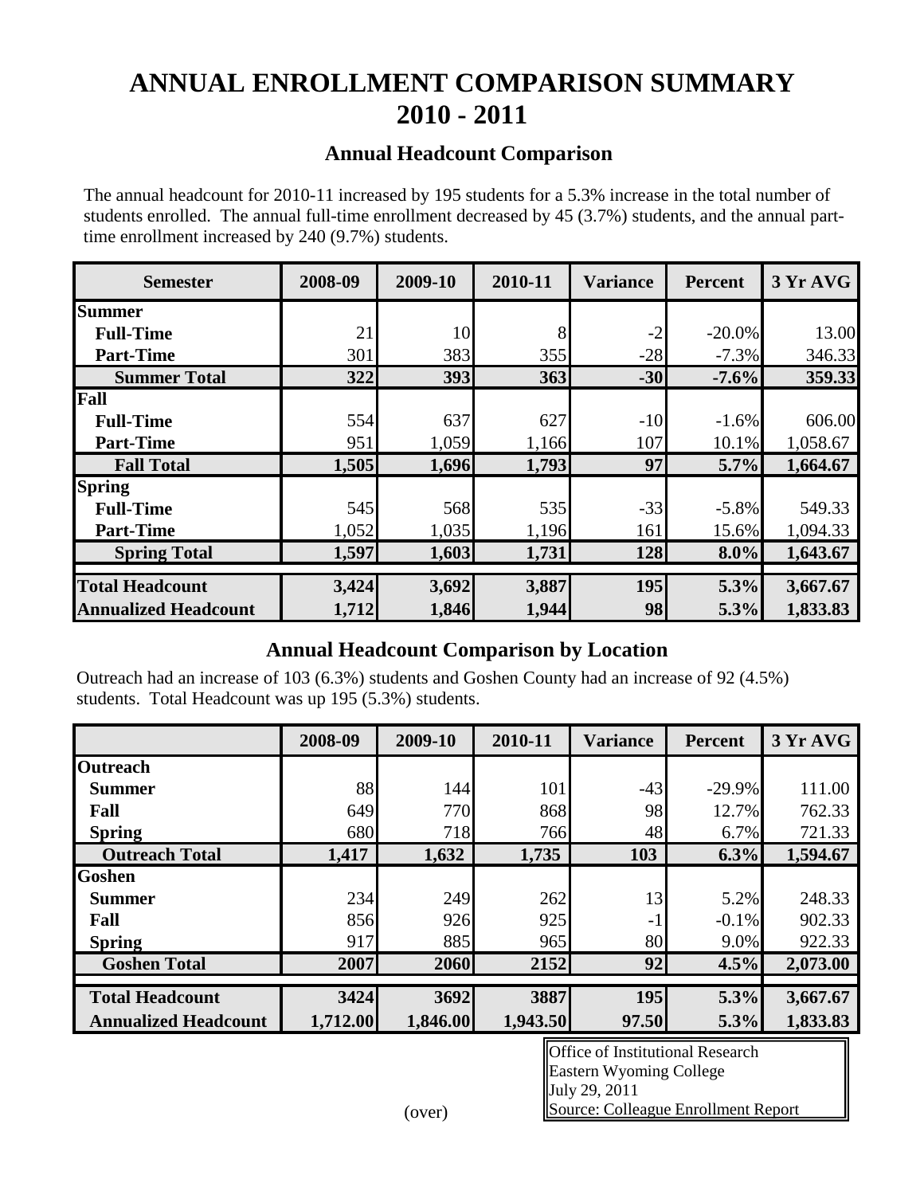# ANNUAL ENROLLMENT COMPARISON SUMMARY 2010 - 2011

## Annual Headcount Comparison

The annual headcount for 2010-11 increased by 195 students for a 5.3% increase in the total number of students enrolled. The annual full-time enrollment decreased by 45 (3.7%) students, and the annual part-time enrollment increased by 240 (9.7%) students.

| Semester | 2008-09 | 2009-10 | 2010-11 | Variance | Percent | 3 Yr AVG |
|---|---|---|---|---|---|---|
| **Summer** | | | | | | |
| **Full-Time** | 21 | 10 | 8 | -2 | -20.0% | 13.00 |
| **Part-Time** | 301 | 383 | 355 | -28 | -7.3% | 346.33 |
| **Summer Total** | **322** | **393** | **363** | **-30** | **-7.6%** | **359.33** |
| **Fall** | | | | | | |
| **Full-Time** | 554 | 637 | 627 | -10 | -1.6% | 606.00 |
| **Part-Time** | 951 | 1,059 | 1,166 | 107 | 10.1% | 1,058.67 |
| **Fall Total** | **1,505** | **1,696** | **1,793** | **97** | **5.7%** | **1,664.67** |
| **Spring** | | | | | | |
| **Full-Time** | 545 | 568 | 535 | -33 | -5.8% | 549.33 |
| **Part-Time** | 1,052 | 1,035 | 1,196 | 161 | 15.6% | 1,094.33 |
| **Spring Total** | **1,597** | **1,603** | **1,731** | **128** | **8.0%** | **1,643.67** |
| **Total Headcount** | **3,424** | **3,692** | **3,887** | **195** | **5.3%** | **3,667.67** |
| **Annualized Headcount** | **1,712** | **1,846** | **1,944** | **98** | **5.3%** | **1,833.83** |

## Annual Headcount Comparison by Location

Outreach had an increase of 103 (6.3%) students and Goshen County had an increase of 92 (4.5%) students. Total Headcount was up 195 (5.3%) students.

| | 2008-09 | 2009-10 | 2010-11 | Variance | Percent | 3 Yr AVG |
|---|---|---|---|---|---|---|
| **Outreach** | | | | | | |
| **Summer** | 88 | 144 | 101 | -43 | -29.9% | 111.00 |
| **Fall** | 649 | 770 | 868 | 98 | 12.7% | 762.33 |
| **Spring** | 680 | 718 | 766 | 48 | 6.7% | 721.33 |
| **Outreach Total** | **1,417** | **1,632** | **1,735** | **103** | **6.3%** | **1,594.67** |
| **Goshen** | | | | | | |
| **Summer** | 234 | 249 | 262 | 13 | 5.2% | 248.33 |
| **Fall** | 856 | 926 | 925 | -1 | -0.1% | 902.33 |
| **Spring** | 917 | 885 | 965 | 80 | 9.0% | 922.33 |
| **Goshen Total** | **2007** | **2060** | **2152** | **92** | **4.5%** | **2,073.00** |
| **Total Headcount** | **3424** | **3692** | **3887** | **195** | **5.3%** | **3,667.67** |
| **Annualized Headcount** | **1,712.00** | **1,846.00** | **1,943.50** | **97.50** | **5.3%** | **1,833.83** |

Office of Institutional Research
Eastern Wyoming College
July 29, 2011
Source: Colleague Enrollment Report

(over)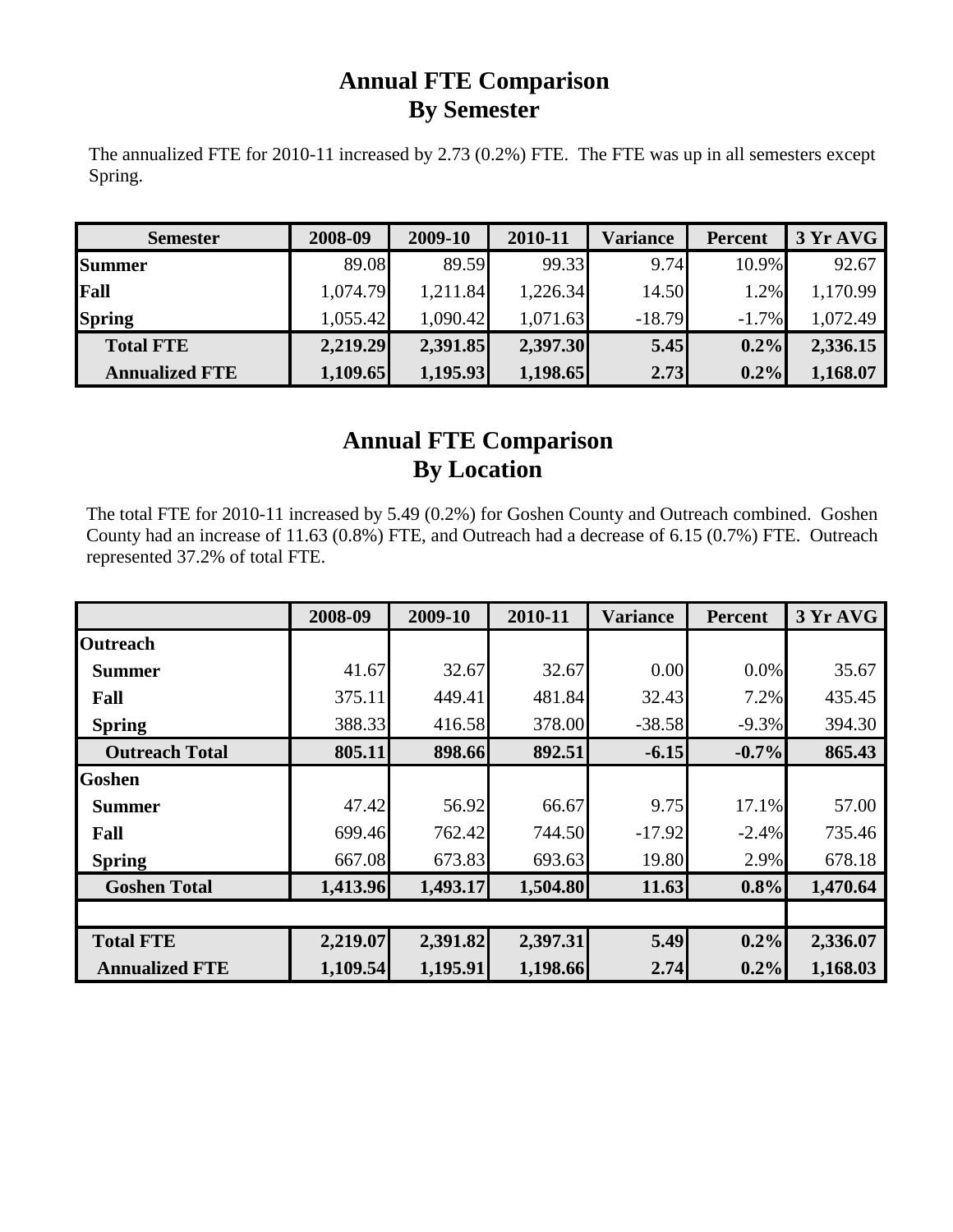# Annual FTE Comparison
# By Semester

The annualized FTE for 2010-11 increased by 2.73 (0.2%) FTE. The FTE was up in all semesters except Spring.

| Semester | 2008-09 | 2009-10 | 2010-11 | Variance | Percent | 3 Yr AVG |
|---|---|---|---|---|---|---|
| **Summer** | 89.08 | 89.59 | 99.33 | 9.74 | 10.9% | 92.67 |
| **Fall** | 1,074.79 | 1,211.84 | 1,226.34 | 14.50 | 1.2% | 1,170.99 |
| **Spring** | 1,055.42 | 1,090.42 | 1,071.63 | -18.79 | -1.7% | 1,072.49 |
| **Total FTE** | **2,219.29** | **2,391.85** | **2,397.30** | **5.45** | **0.2%** | **2,336.15** |
| **Annualized FTE** | **1,109.65** | **1,195.93** | **1,198.65** | **2.73** | **0.2%** | **1,168.07** |

# Annual FTE Comparison
# By Location

The total FTE for 2010-11 increased by 5.49 (0.2%) for Goshen County and Outreach combined. Goshen County had an increase of 11.63 (0.8%) FTE, and Outreach had a decrease of 6.15 (0.7%) FTE. Outreach represented 37.2% of total FTE.

| | 2008-09 | 2009-10 | 2010-11 | Variance | Percent | 3 Yr AVG |
|---|---|---|---|---|---|---|
| **Outreach** | | | | | | |
| **Summer** | 41.67 | 32.67 | 32.67 | 0.00 | 0.0% | 35.67 |
| **Fall** | 375.11 | 449.41 | 481.84 | 32.43 | 7.2% | 435.45 |
| **Spring** | 388.33 | 416.58 | 378.00 | -38.58 | -9.3% | 394.30 |
| **Outreach Total** | **805.11** | **898.66** | **892.51** | **-6.15** | **-0.7%** | **865.43** |
| **Goshen** | | | | | | |
| **Summer** | 47.42 | 56.92 | 66.67 | 9.75 | 17.1% | 57.00 |
| **Fall** | 699.46 | 762.42 | 744.50 | -17.92 | -2.4% | 735.46 |
| **Spring** | 667.08 | 673.83 | 693.63 | 19.80 | 2.9% | 678.18 |
| **Goshen Total** | **1,413.96** | **1,493.17** | **1,504.80** | **11.63** | **0.8%** | **1,470.64** |
| | | | | | | |
| **Total FTE** | **2,219.07** | **2,391.82** | **2,397.31** | **5.49** | **0.2%** | **2,336.07** |
| **Annualized FTE** | **1,109.54** | **1,195.91** | **1,198.66** | **2.74** | **0.2%** | **1,168.03** |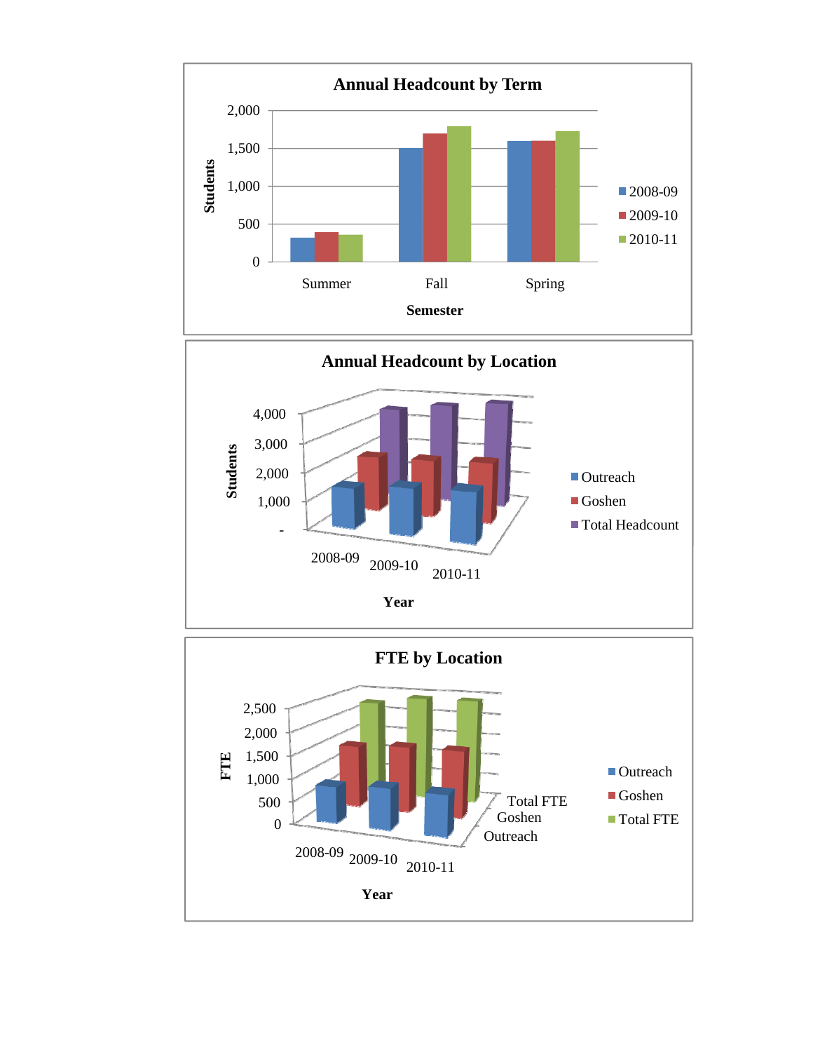**Annual Headcount by Term**

Students

2,000
1,500
1,000
500
0

Summer Fall Spring

Semester

2008-09
2009-10
2010-11

**Annual Headcount by Location**

Students

4,000
3,000
2,000
1,000
-

2008-09 2009-10 2010-11

Year

Outreach
Goshen
Total Headcount

**FTE by Location**

FTE

2,500
2,000
1,500
1,000
500
0

2008-09 2009-10 2010-11

Total FTE
Goshen
Outreach

Year

Outreach
Goshen
Total FTE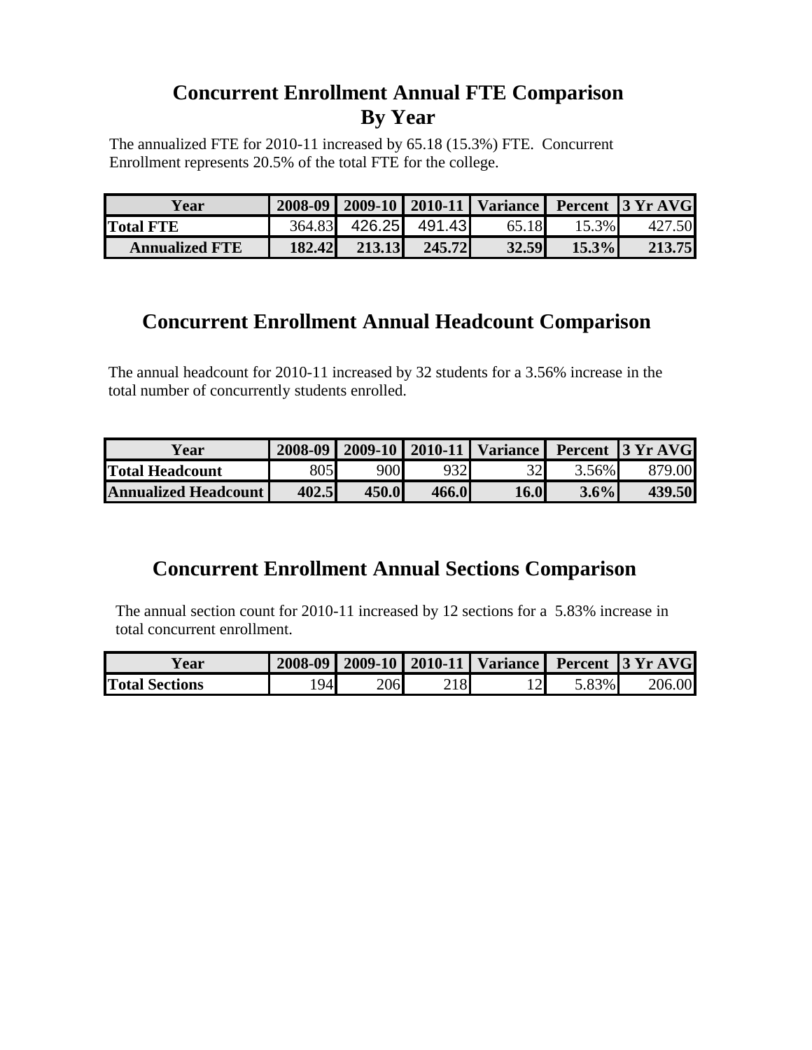# Concurrent Enrollment Annual FTE Comparison By Year

The annualized FTE for 2010-11 increased by 65.18 (15.3%) FTE. Concurrent Enrollment represents 20.5% of the total FTE for the college.

| Year | 2008-09 | 2009-10 | 2010-11 | Variance | Percent | 3 Yr AVG |
|---|---|---|---|---|---|---|
| Total FTE | 364.83 | 426.25 | 491.43 | 65.18 | 15.3% | 427.50 |
| **Annualized FTE** | **182.42** | **213.13** | **245.72** | **32.59** | **15.3%** | **213.75** |

# Concurrent Enrollment Annual Headcount Comparison

The annual headcount for 2010-11 increased by 32 students for a 3.56% increase in the total number of concurrently students enrolled.

| Year | 2008-09 | 2009-10 | 2010-11 | Variance | Percent | 3 Yr AVG |
|---|---|---|---|---|---|---|
| Total Headcount | 805 | 900 | 932 | 32 | 3.56% | 879.00 |
| **Annualized Headcount** | **402.5** | **450.0** | **466.0** | **16.0** | **3.6%** | **439.50** |

# Concurrent Enrollment Annual Sections Comparison

The annual section count for 2010-11 increased by 12 sections for a 5.83% increase in total concurrent enrollment.

| Year | 2008-09 | 2009-10 | 2010-11 | Variance | Percent | 3 Yr AVG |
|---|---|---|---|---|---|---|
| Total Sections | 194 | 206 | 218 | 12 | 5.83% | 206.00 |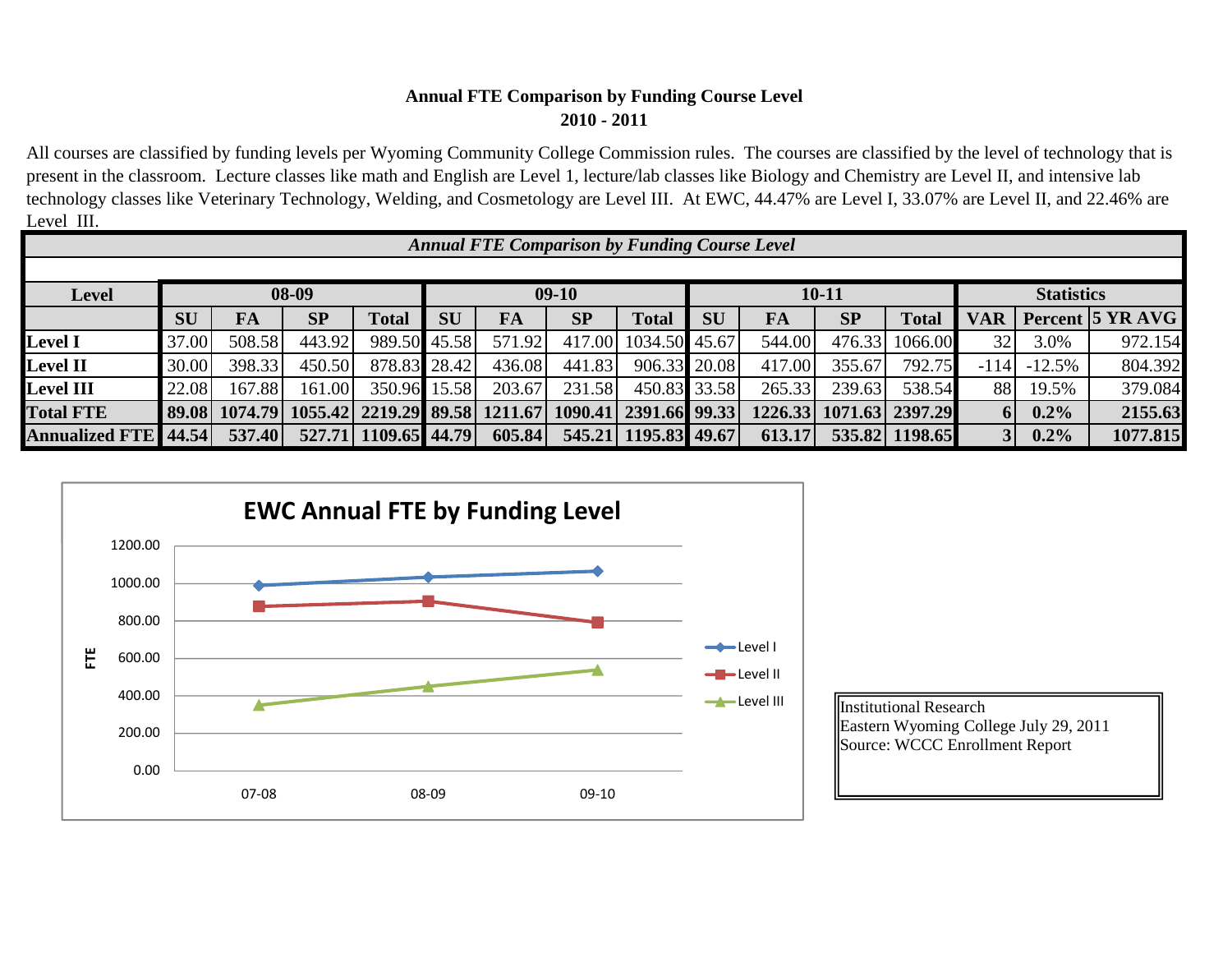**Annual FTE Comparison by Funding Course Level**
**2010 - 2011**

All courses are classified by funding levels per Wyoming Community College Commission rules. The courses are classified by the level of technology that is present in the classroom. Lecture classes like math and English are Level 1, lecture/lab classes like Biology and Chemistry are Level II, and intensive lab technology classes like Veterinary Technology, Welding, and Cosmetology are Level III. At EWC, 44.47% are Level I, 33.07% are Level II, and 22.46% are Level III.

***Annual FTE Comparison by Funding Course Level***

| Level | 08-09 | | | | 09-10 | | | | 10-11 | | | | Statistics | | |
|---|---|---|---|---|---|---|---|---|---|---|---|---|---|---|---|
| | SU | FA | SP | Total | SU | FA | SP | Total | SU | FA | SP | Total | VAR | Percent | 5 YR AVG |
| **Level I** | 37.00 | 508.58 | 443.92 | 989.50 | 45.58 | 571.92 | 417.00 | 1034.50 | 45.67 | 544.00 | 476.33 | 1066.00 | 32 | 3.0% | 972.154 |
| **Level II** | 30.00 | 398.33 | 450.50 | 878.83 | 28.42 | 436.08 | 441.83 | 906.33 | 20.08 | 417.00 | 355.67 | 792.75 | -114 | -12.5% | 804.392 |
| **Level III** | 22.08 | 167.88 | 161.00 | 350.96 | 15.58 | 203.67 | 231.58 | 450.83 | 33.58 | 265.33 | 239.63 | 538.54 | 88 | 19.5% | 379.084 |
| **Total FTE** | **89.08** | **1074.79** | **1055.42** | **2219.29** | **89.58** | **1211.67** | **1090.41** | **2391.66** | **99.33** | **1226.33** | **1071.63** | **2397.29** | **6** | **0.2%** | **2155.63** |
| **Annualized FTE** | **44.54** | **537.40** | **527.71** | **1109.65** | **44.79** | **605.84** | **545.21** | **1195.83** | **49.67** | **613.17** | **535.82** | **1198.65** | **3** | **0.2%** | **1077.815** |

**EWC Annual FTE by Funding Level**

FTE

1200.00
1000.00
800.00
600.00
400.00
200.00
0.00

07-08
08-09
09-10

Level I
Level II
Level III

Institutional Research
Eastern Wyoming College July 29, 2011
Source: WCCC Enrollment Report